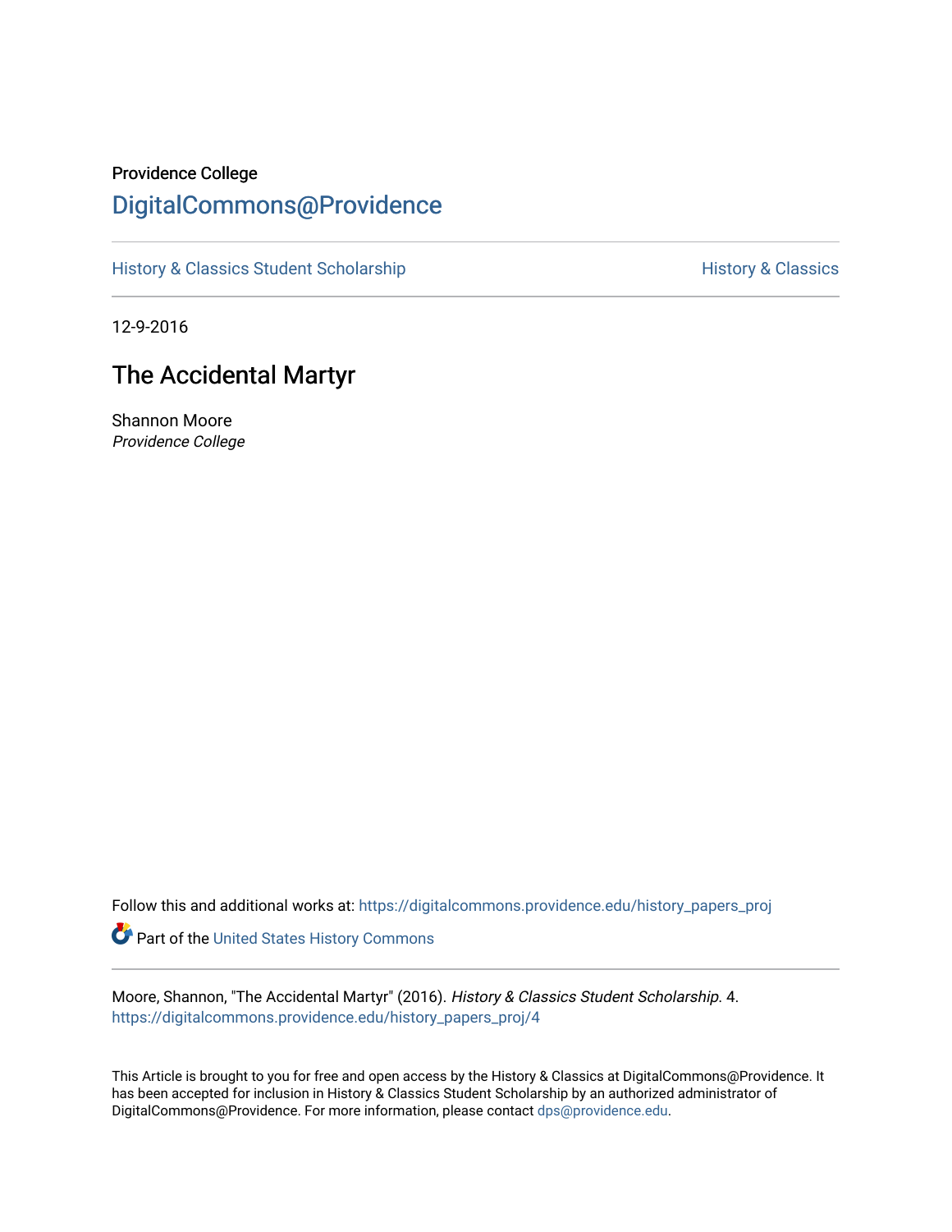Providence College

# DigitalCommons@Providence

History & Classics Student Scholarship — History & Classics

12-9-2016

## The Accidental Martyr

Shannon Moore
*Providence College*

Follow this and additional works at: https://digitalcommons.providence.edu/history_papers_proj

Part of the United States History Commons

Moore, Shannon, "The Accidental Martyr" (2016). *History & Classics Student Scholarship*. 4.
https://digitalcommons.providence.edu/history_papers_proj/4

This Article is brought to you for free and open access by the History & Classics at DigitalCommons@Providence. It has been accepted for inclusion in History & Classics Student Scholarship by an authorized administrator of DigitalCommons@Providence. For more information, please contact dps@providence.edu.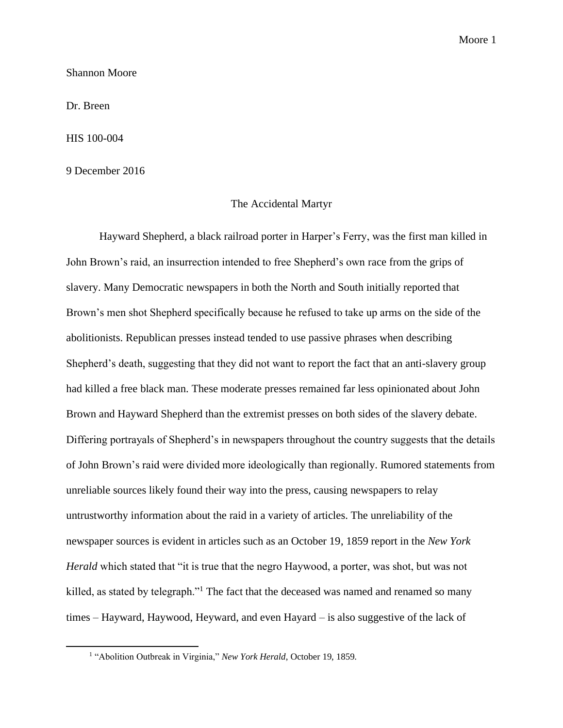Shannon Moore

Dr. Breen

HIS 100-004

9 December 2016

# The Accidental Martyr

Hayward Shepherd, a black railroad porter in Harper's Ferry, was the first man killed in John Brown's raid, an insurrection intended to free Shepherd's own race from the grips of slavery. Many Democratic newspapers in both the North and South initially reported that Brown's men shot Shepherd specifically because he refused to take up arms on the side of the abolitionists. Republican presses instead tended to use passive phrases when describing Shepherd's death, suggesting that they did not want to report the fact that an anti-slavery group had killed a free black man. These moderate presses remained far less opinionated about John Brown and Hayward Shepherd than the extremist presses on both sides of the slavery debate. Differing portrayals of Shepherd's in newspapers throughout the country suggests that the details of John Brown's raid were divided more ideologically than regionally. Rumored statements from unreliable sources likely found their way into the press, causing newspapers to relay untrustworthy information about the raid in a variety of articles. The unreliability of the newspaper sources is evident in articles such as an October 19, 1859 report in the *New York Herald* which stated that "it is true that the negro Haywood, a porter, was shot, but was not killed, as stated by telegraph."[1] The fact that the deceased was named and renamed so many times – Hayward, Haywood, Heyward, and even Hayard – is also suggestive of the lack of

[1] "Abolition Outbreak in Virginia," *New York Herald*, October 19, 1859.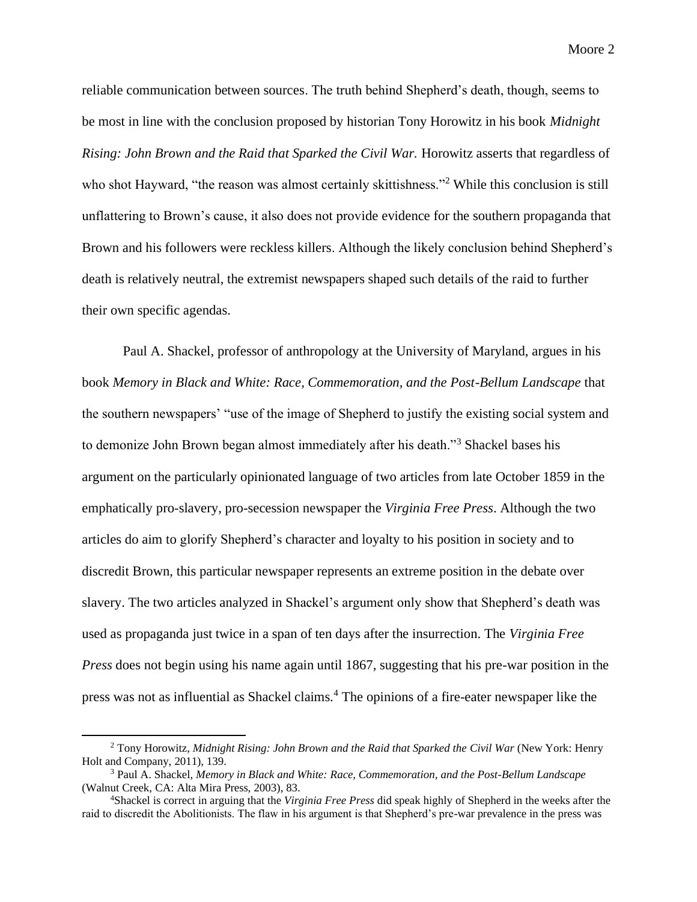reliable communication between sources. The truth behind Shepherd's death, though, seems to be most in line with the conclusion proposed by historian Tony Horowitz in his book *Midnight Rising: John Brown and the Raid that Sparked the Civil War.* Horowitz asserts that regardless of who shot Hayward, "the reason was almost certainly skittishness."[2] While this conclusion is still unflattering to Brown's cause, it also does not provide evidence for the southern propaganda that Brown and his followers were reckless killers. Although the likely conclusion behind Shepherd's death is relatively neutral, the extremist newspapers shaped such details of the raid to further their own specific agendas.

Paul A. Shackel, professor of anthropology at the University of Maryland, argues in his book *Memory in Black and White: Race, Commemoration, and the Post-Bellum Landscape* that the southern newspapers' "use of the image of Shepherd to justify the existing social system and to demonize John Brown began almost immediately after his death."[3] Shackel bases his argument on the particularly opinionated language of two articles from late October 1859 in the emphatically pro-slavery, pro-secession newspaper the *Virginia Free Press*. Although the two articles do aim to glorify Shepherd's character and loyalty to his position in society and to discredit Brown, this particular newspaper represents an extreme position in the debate over slavery. The two articles analyzed in Shackel's argument only show that Shepherd's death was used as propaganda just twice in a span of ten days after the insurrection. The *Virginia Free Press* does not begin using his name again until 1867, suggesting that his pre-war position in the press was not as influential as Shackel claims.[4] The opinions of a fire-eater newspaper like the

[2] Tony Horowitz, *Midnight Rising: John Brown and the Raid that Sparked the Civil War* (New York: Henry Holt and Company, 2011), 139.

[3] Paul A. Shackel, *Memory in Black and White: Race, Commemoration, and the Post-Bellum Landscape* (Walnut Creek, CA: Alta Mira Press, 2003), 83.

[4] Shackel is correct in arguing that the *Virginia Free Press* did speak highly of Shepherd in the weeks after the raid to discredit the Abolitionists. The flaw in his argument is that Shepherd's pre-war prevalence in the press was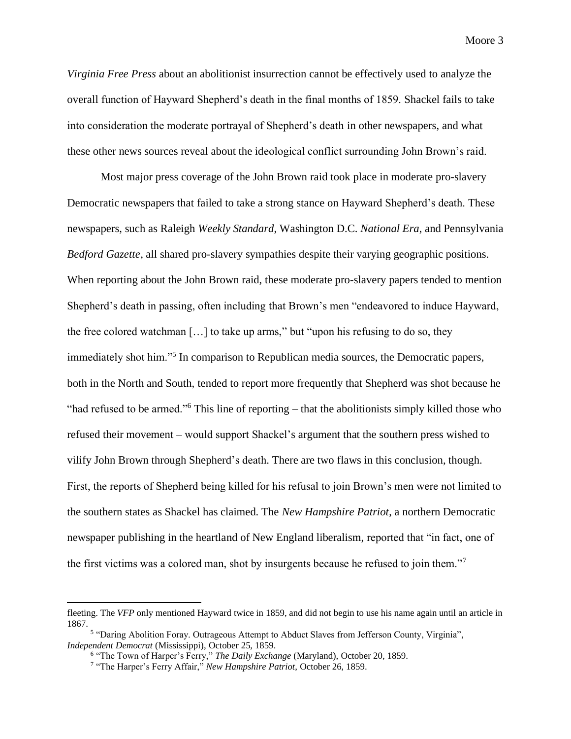*Virginia Free Press* about an abolitionist insurrection cannot be effectively used to analyze the overall function of Hayward Shepherd's death in the final months of 1859. Shackel fails to take into consideration the moderate portrayal of Shepherd's death in other newspapers, and what these other news sources reveal about the ideological conflict surrounding John Brown's raid.

Most major press coverage of the John Brown raid took place in moderate pro-slavery Democratic newspapers that failed to take a strong stance on Hayward Shepherd's death. These newspapers, such as Raleigh *Weekly Standard*, Washington D.C. *National Era*, and Pennsylvania *Bedford Gazette*, all shared pro-slavery sympathies despite their varying geographic positions. When reporting about the John Brown raid, these moderate pro-slavery papers tended to mention Shepherd's death in passing, often including that Brown's men "endeavored to induce Hayward, the free colored watchman […] to take up arms," but "upon his refusing to do so, they immediately shot him."[5] In comparison to Republican media sources, the Democratic papers, both in the North and South, tended to report more frequently that Shepherd was shot because he "had refused to be armed."[6] This line of reporting – that the abolitionists simply killed those who refused their movement – would support Shackel's argument that the southern press wished to vilify John Brown through Shepherd's death. There are two flaws in this conclusion, though. First, the reports of Shepherd being killed for his refusal to join Brown's men were not limited to the southern states as Shackel has claimed. The *New Hampshire Patriot*, a northern Democratic newspaper publishing in the heartland of New England liberalism, reported that "in fact, one of the first victims was a colored man, shot by insurgents because he refused to join them."[7]

---

fleeting. The *VFP* only mentioned Hayward twice in 1859, and did not begin to use his name again until an article in 1867.

[5] "Daring Abolition Foray. Outrageous Attempt to Abduct Slaves from Jefferson County, Virginia", *Independent Democrat* (Mississippi), October 25, 1859.

[6] "The Town of Harper's Ferry," *The Daily Exchange* (Maryland), October 20, 1859.

[7] "The Harper's Ferry Affair," *New Hampshire Patriot*, October 26, 1859.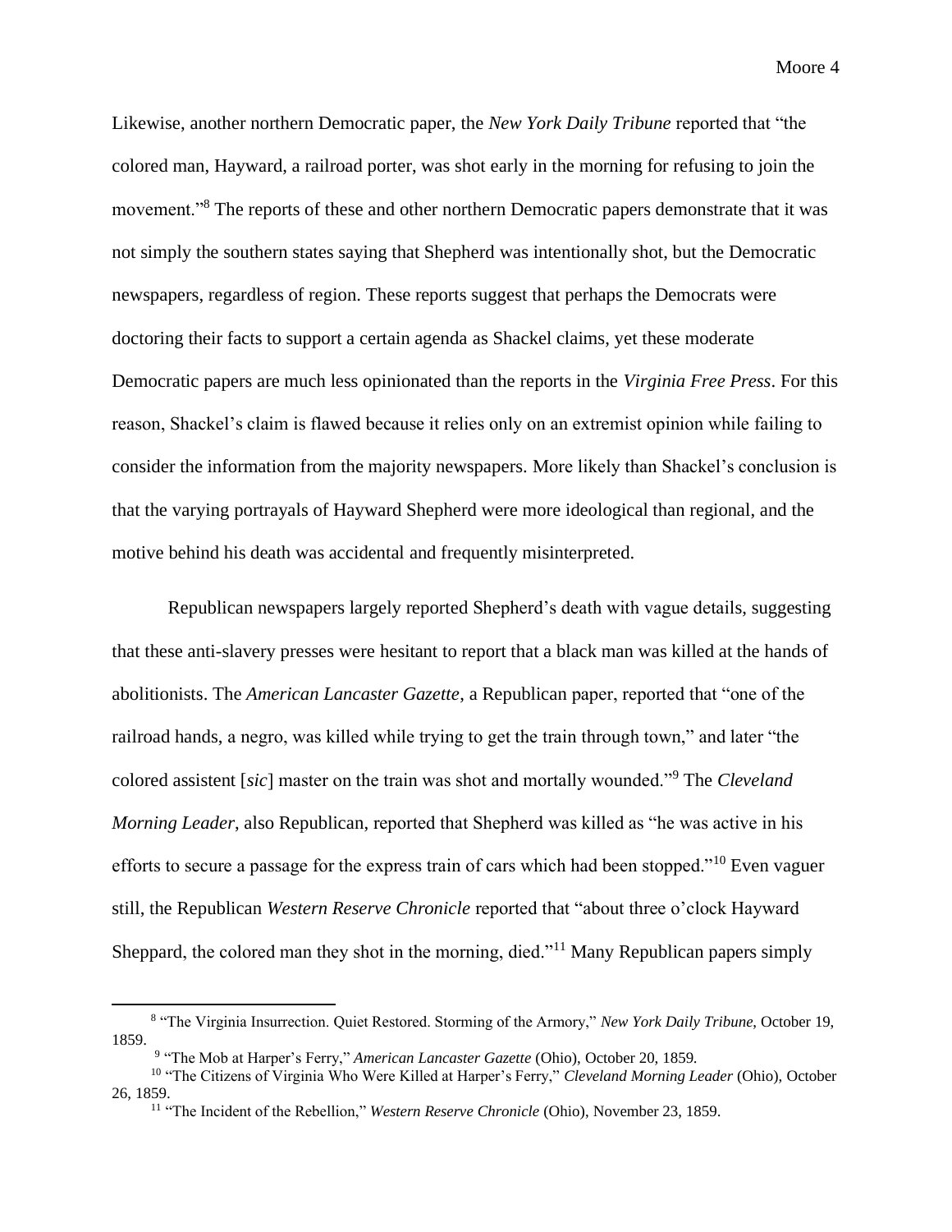Likewise, another northern Democratic paper, the *New York Daily Tribune* reported that "the colored man, Hayward, a railroad porter, was shot early in the morning for refusing to join the movement."[8] The reports of these and other northern Democratic papers demonstrate that it was not simply the southern states saying that Shepherd was intentionally shot, but the Democratic newspapers, regardless of region. These reports suggest that perhaps the Democrats were doctoring their facts to support a certain agenda as Shackel claims, yet these moderate Democratic papers are much less opinionated than the reports in the *Virginia Free Press*. For this reason, Shackel's claim is flawed because it relies only on an extremist opinion while failing to consider the information from the majority newspapers. More likely than Shackel's conclusion is that the varying portrayals of Hayward Shepherd were more ideological than regional, and the motive behind his death was accidental and frequently misinterpreted.

Republican newspapers largely reported Shepherd's death with vague details, suggesting that these anti-slavery presses were hesitant to report that a black man was killed at the hands of abolitionists. The *American Lancaster Gazette*, a Republican paper, reported that "one of the railroad hands, a negro, was killed while trying to get the train through town," and later "the colored assistent [*sic*] master on the train was shot and mortally wounded."[9] The *Cleveland Morning Leader*, also Republican, reported that Shepherd was killed as "he was active in his efforts to secure a passage for the express train of cars which had been stopped."[10] Even vaguer still, the Republican *Western Reserve Chronicle* reported that "about three o'clock Hayward Sheppard, the colored man they shot in the morning, died."[11] Many Republican papers simply

---

[8] "The Virginia Insurrection. Quiet Restored. Storming of the Armory," *New York Daily Tribune*, October 19, 1859.

[9] "The Mob at Harper's Ferry," *American Lancaster Gazette* (Ohio), October 20, 1859.

[10] "The Citizens of Virginia Who Were Killed at Harper's Ferry," *Cleveland Morning Leader* (Ohio), October 26, 1859.

[11] "The Incident of the Rebellion," *Western Reserve Chronicle* (Ohio), November 23, 1859.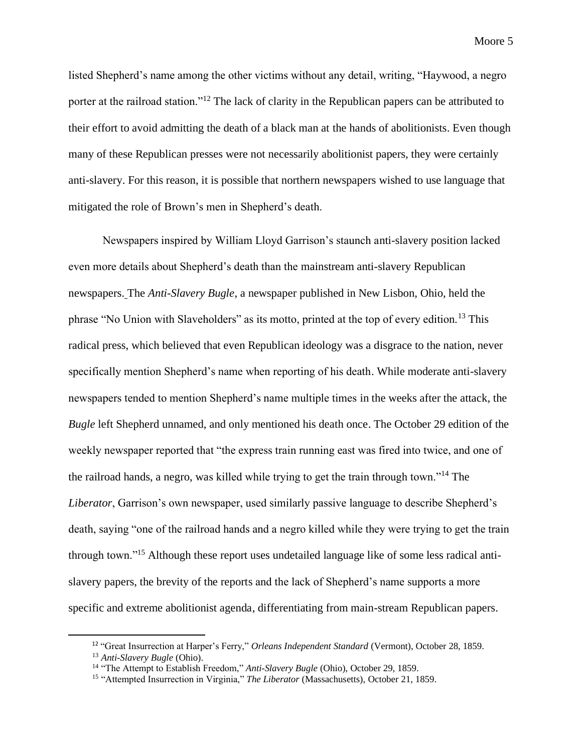listed Shepherd's name among the other victims without any detail, writing, "Haywood, a negro porter at the railroad station."[12] The lack of clarity in the Republican papers can be attributed to their effort to avoid admitting the death of a black man at the hands of abolitionists. Even though many of these Republican presses were not necessarily abolitionist papers, they were certainly anti-slavery. For this reason, it is possible that northern newspapers wished to use language that mitigated the role of Brown's men in Shepherd's death.

Newspapers inspired by William Lloyd Garrison's staunch anti-slavery position lacked even more details about Shepherd's death than the mainstream anti-slavery Republican newspapers. The *Anti-Slavery Bugle*, a newspaper published in New Lisbon, Ohio, held the phrase "No Union with Slaveholders" as its motto, printed at the top of every edition.[13] This radical press, which believed that even Republican ideology was a disgrace to the nation, never specifically mention Shepherd's name when reporting of his death. While moderate anti-slavery newspapers tended to mention Shepherd's name multiple times in the weeks after the attack, the *Bugle* left Shepherd unnamed, and only mentioned his death once. The October 29 edition of the weekly newspaper reported that "the express train running east was fired into twice, and one of the railroad hands, a negro, was killed while trying to get the train through town."[14] The *Liberator*, Garrison's own newspaper, used similarly passive language to describe Shepherd's death, saying "one of the railroad hands and a negro killed while they were trying to get the train through town."[15] Although these report uses undetailed language like of some less radical anti-slavery papers, the brevity of the reports and the lack of Shepherd's name supports a more specific and extreme abolitionist agenda, differentiating from main-stream Republican papers.

---

[12] "Great Insurrection at Harper's Ferry," *Orleans Independent Standard* (Vermont), October 28, 1859.

[13] *Anti-Slavery Bugle* (Ohio).

[14] "The Attempt to Establish Freedom," *Anti-Slavery Bugle* (Ohio), October 29, 1859.

[15] "Attempted Insurrection in Virginia," *The Liberator* (Massachusetts), October 21, 1859.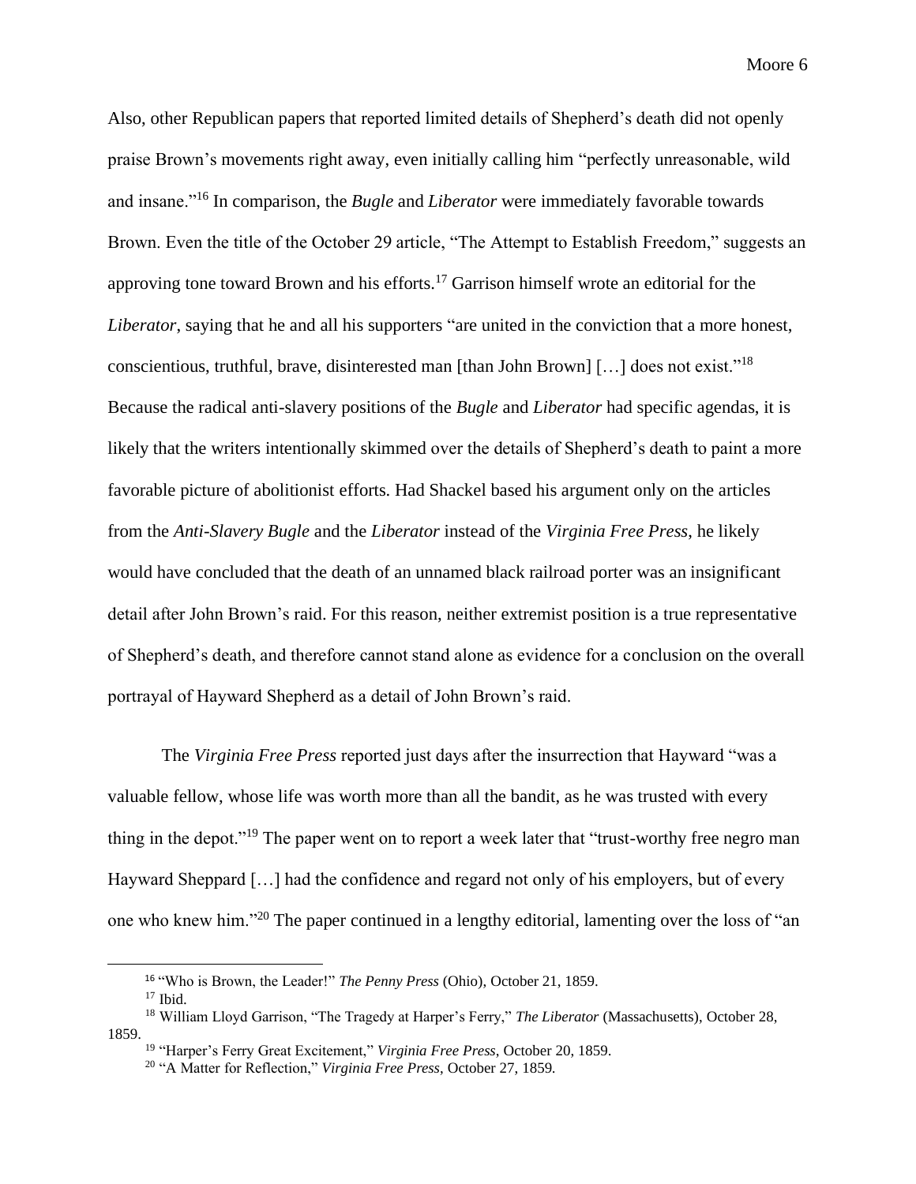Also, other Republican papers that reported limited details of Shepherd's death did not openly praise Brown's movements right away, even initially calling him "perfectly unreasonable, wild and insane."[16] In comparison, the *Bugle* and *Liberator* were immediately favorable towards Brown. Even the title of the October 29 article, "The Attempt to Establish Freedom," suggests an approving tone toward Brown and his efforts.[17] Garrison himself wrote an editorial for the *Liberator*, saying that he and all his supporters "are united in the conviction that a more honest, conscientious, truthful, brave, disinterested man [than John Brown] […] does not exist."[18] Because the radical anti-slavery positions of the *Bugle* and *Liberator* had specific agendas, it is likely that the writers intentionally skimmed over the details of Shepherd's death to paint a more favorable picture of abolitionist efforts. Had Shackel based his argument only on the articles from the *Anti-Slavery Bugle* and the *Liberator* instead of the *Virginia Free Press*, he likely would have concluded that the death of an unnamed black railroad porter was an insignificant detail after John Brown's raid. For this reason, neither extremist position is a true representative of Shepherd's death, and therefore cannot stand alone as evidence for a conclusion on the overall portrayal of Hayward Shepherd as a detail of John Brown's raid.

The *Virginia Free Press* reported just days after the insurrection that Hayward "was a valuable fellow, whose life was worth more than all the bandit, as he was trusted with every thing in the depot."[19] The paper went on to report a week later that "trust-worthy free negro man Hayward Sheppard […] had the confidence and regard not only of his employers, but of every one who knew him."[20] The paper continued in a lengthy editorial, lamenting over the loss of "an

---

[16] "Who is Brown, the Leader!" *The Penny Press* (Ohio), October 21, 1859.

[17] Ibid.

[18] William Lloyd Garrison, "The Tragedy at Harper's Ferry," *The Liberator* (Massachusetts), October 28, 1859.

[19] "Harper's Ferry Great Excitement," *Virginia Free Press*, October 20, 1859.

[20] "A Matter for Reflection," *Virginia Free Press*, October 27, 1859.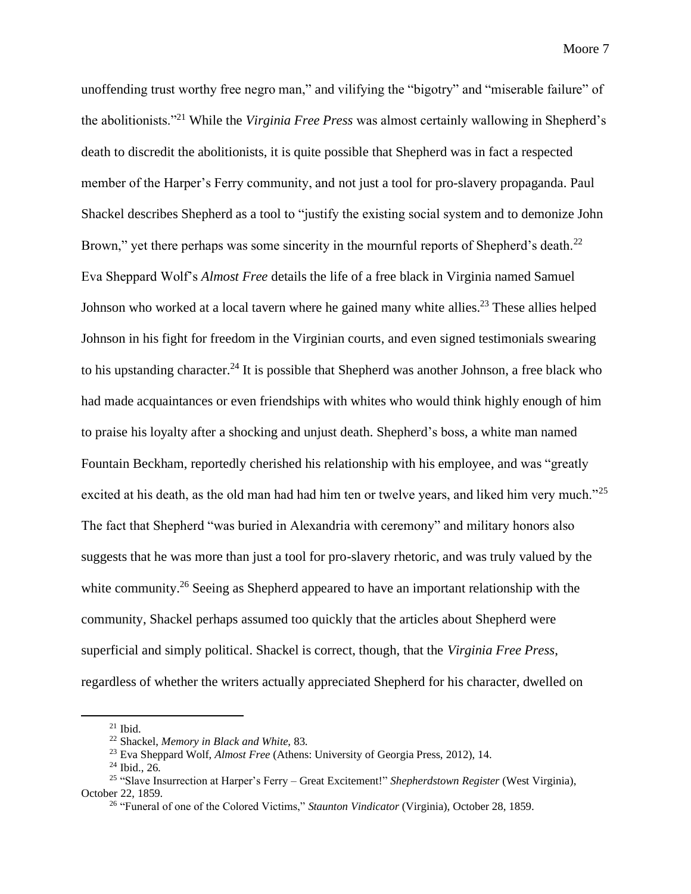unoffending trust worthy free negro man," and vilifying the "bigotry" and "miserable failure" of the abolitionists."[21] While the *Virginia Free Press* was almost certainly wallowing in Shepherd's death to discredit the abolitionists, it is quite possible that Shepherd was in fact a respected member of the Harper's Ferry community, and not just a tool for pro-slavery propaganda. Paul Shackel describes Shepherd as a tool to "justify the existing social system and to demonize John Brown," yet there perhaps was some sincerity in the mournful reports of Shepherd's death.[22] Eva Sheppard Wolf's *Almost Free* details the life of a free black in Virginia named Samuel Johnson who worked at a local tavern where he gained many white allies.[23] These allies helped Johnson in his fight for freedom in the Virginian courts, and even signed testimonials swearing to his upstanding character.[24] It is possible that Shepherd was another Johnson, a free black who had made acquaintances or even friendships with whites who would think highly enough of him to praise his loyalty after a shocking and unjust death. Shepherd's boss, a white man named Fountain Beckham, reportedly cherished his relationship with his employee, and was "greatly excited at his death, as the old man had had him ten or twelve years, and liked him very much."[25] The fact that Shepherd "was buried in Alexandria with ceremony" and military honors also suggests that he was more than just a tool for pro-slavery rhetoric, and was truly valued by the white community.[26] Seeing as Shepherd appeared to have an important relationship with the community, Shackel perhaps assumed too quickly that the articles about Shepherd were superficial and simply political. Shackel is correct, though, that the *Virginia Free Press*, regardless of whether the writers actually appreciated Shepherd for his character, dwelled on

---

[21] Ibid.

[22] Shackel, *Memory in Black and White*, 83.

[23] Eva Sheppard Wolf, *Almost Free* (Athens: University of Georgia Press, 2012), 14.

[24] Ibid., 26.

[25] "Slave Insurrection at Harper's Ferry – Great Excitement!" *Shepherdstown Register* (West Virginia), October 22, 1859.

[26] "Funeral of one of the Colored Victims," *Staunton Vindicator* (Virginia), October 28, 1859.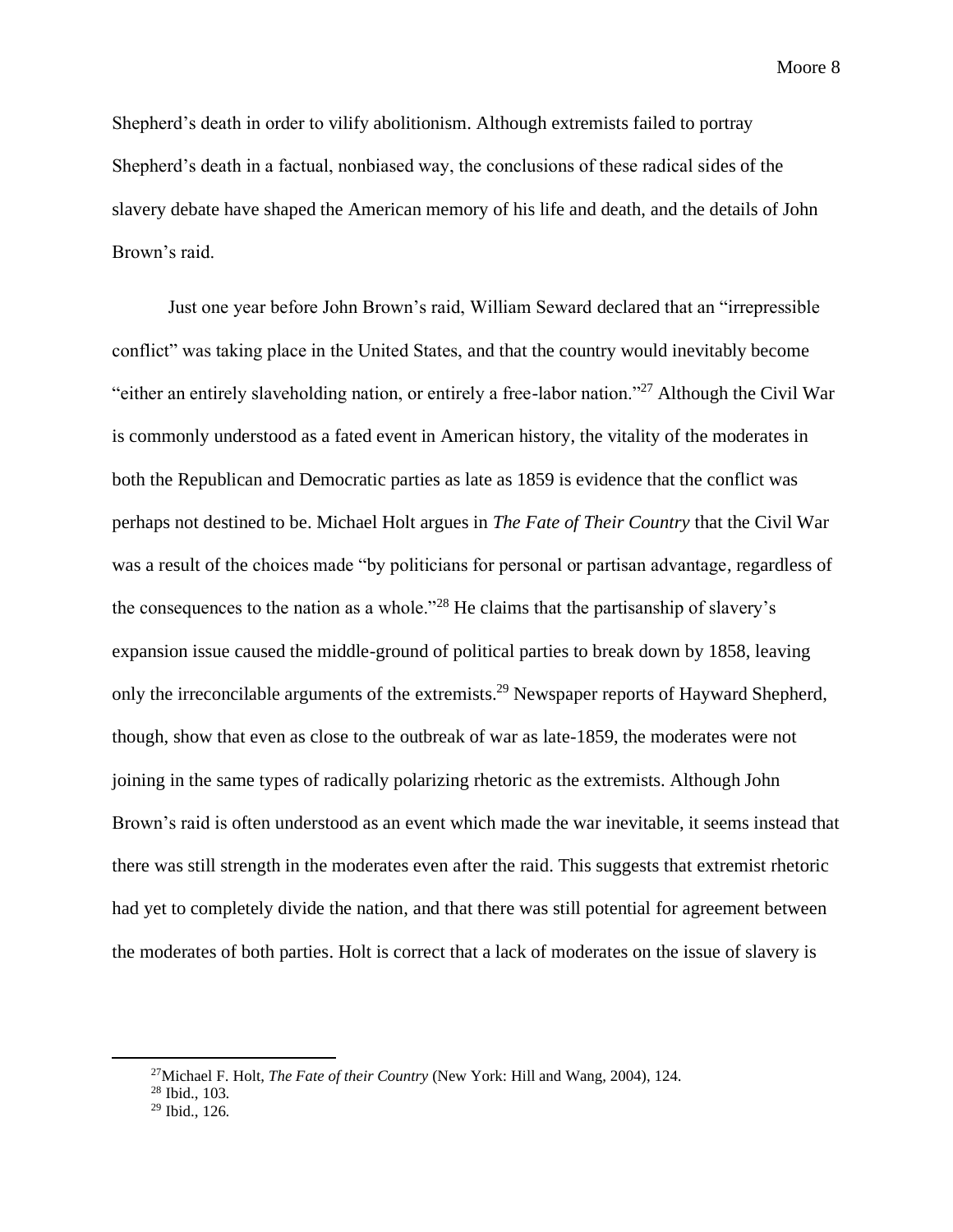Shepherd's death in order to vilify abolitionism. Although extremists failed to portray Shepherd's death in a factual, nonbiased way, the conclusions of these radical sides of the slavery debate have shaped the American memory of his life and death, and the details of John Brown's raid.

Just one year before John Brown's raid, William Seward declared that an "irrepressible conflict" was taking place in the United States, and that the country would inevitably become "either an entirely slaveholding nation, or entirely a free-labor nation."[27] Although the Civil War is commonly understood as a fated event in American history, the vitality of the moderates in both the Republican and Democratic parties as late as 1859 is evidence that the conflict was perhaps not destined to be. Michael Holt argues in *The Fate of Their Country* that the Civil War was a result of the choices made "by politicians for personal or partisan advantage, regardless of the consequences to the nation as a whole."[28] He claims that the partisanship of slavery's expansion issue caused the middle-ground of political parties to break down by 1858, leaving only the irreconcilable arguments of the extremists.[29] Newspaper reports of Hayward Shepherd, though, show that even as close to the outbreak of war as late-1859, the moderates were not joining in the same types of radically polarizing rhetoric as the extremists. Although John Brown's raid is often understood as an event which made the war inevitable, it seems instead that there was still strength in the moderates even after the raid. This suggests that extremist rhetoric had yet to completely divide the nation, and that there was still potential for agreement between the moderates of both parties. Holt is correct that a lack of moderates on the issue of slavery is

---

[27] Michael F. Holt, *The Fate of their Country* (New York: Hill and Wang, 2004), 124.

[28] Ibid., 103.

[29] Ibid., 126.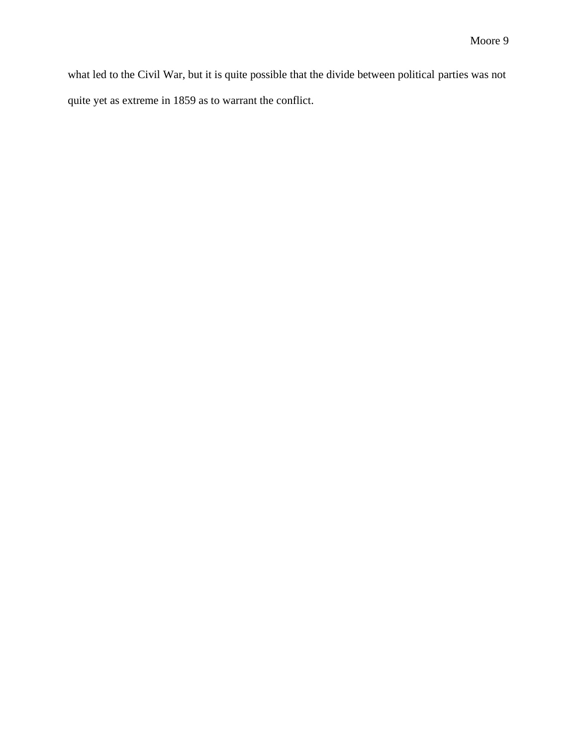what led to the Civil War, but it is quite possible that the divide between political parties was not quite yet as extreme in 1859 as to warrant the conflict.